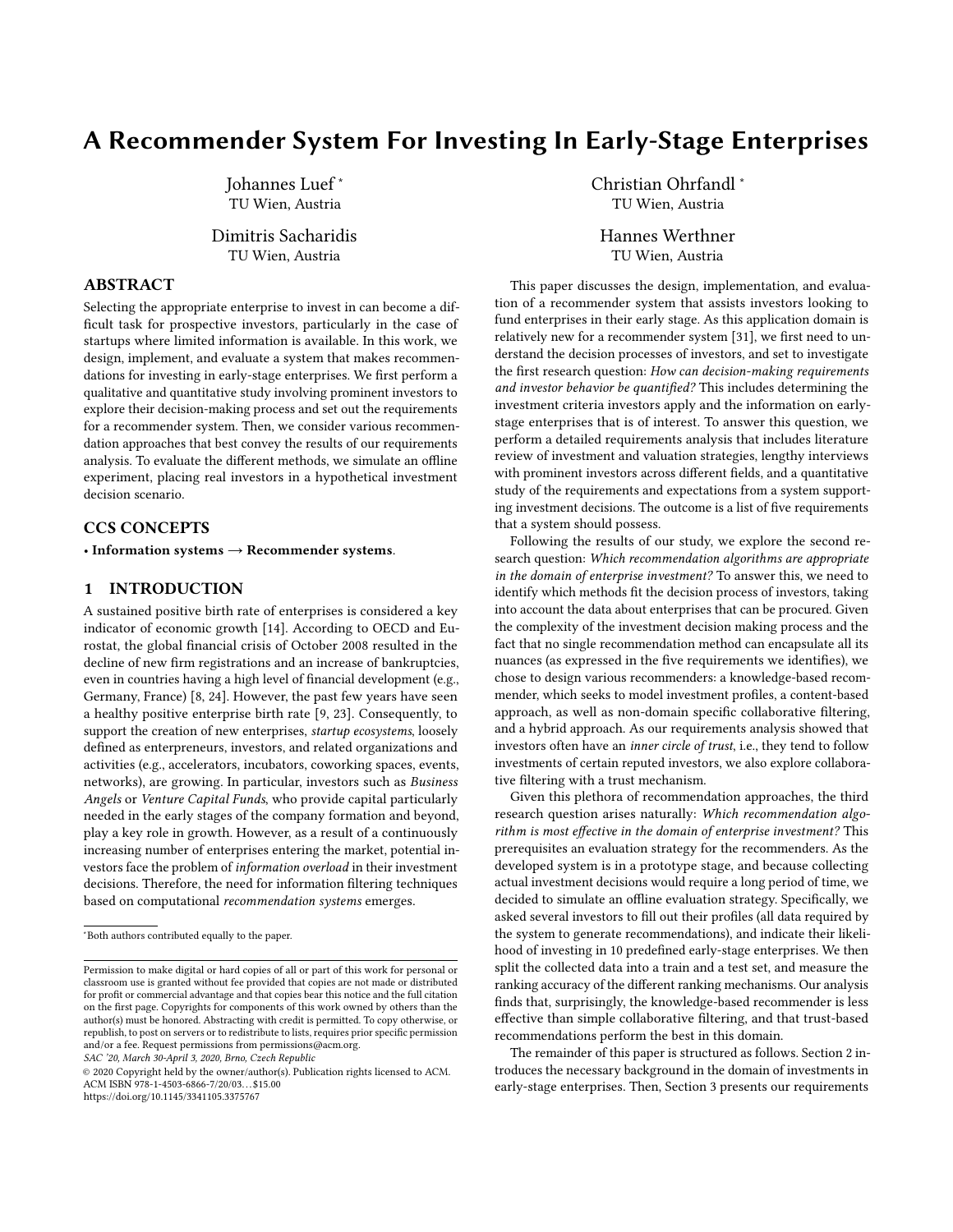# A Recommender System For Investing In Early-Stage Enterprises

Johannes Luef *
TU Wien, Austria

Christian Ohrfandl *
TU Wien, Austria

Dimitris Sacharidis
TU Wien, Austria

Hannes Werthner
TU Wien, Austria

## ABSTRACT

Selecting the appropriate enterprise to invest in can become a difficult task for prospective investors, particularly in the case of startups where limited information is available. In this work, we design, implement, and evaluate a system that makes recommendations for investing in early-stage enterprises. We first perform a qualitative and quantitative study involving prominent investors to explore their decision-making process and set out the requirements for a recommender system. Then, we consider various recommendation approaches that best convey the results of our requirements analysis. To evaluate the different methods, we simulate an offline experiment, placing real investors in a hypothetical investment decision scenario.

## CCS CONCEPTS

• **Information systems → Recommender systems**.

## 1 INTRODUCTION

A sustained positive birth rate of enterprises is considered a key indicator of economic growth [14]. According to OECD and Eurostat, the global financial crisis of October 2008 resulted in the decline of new firm registrations and an increase of bankruptcies, even in countries having a high level of financial development (e.g., Germany, France) [8, 24]. However, the past few years have seen a healthy positive enterprise birth rate [9, 23]. Consequently, to support the creation of new enterprises, *startup ecosystems*, loosely defined as entrepreneurs, investors, and related organizations and activities (e.g., accelerators, incubators, coworking spaces, events, networks), are growing. In particular, investors such as *Business Angels* or *Venture Capital Funds*, who provide capital particularly needed in the early stages of the company formation and beyond, play a key role in growth. However, as a result of a continuously increasing number of enterprises entering the market, potential investors face the problem of *information overload* in their investment decisions. Therefore, the need for information filtering techniques based on computational *recommendation systems* emerges.

This paper discusses the design, implementation, and evaluation of a recommender system that assists investors looking to fund enterprises in their early stage. As this application domain is relatively new for a recommender system [31], we first need to understand the decision processes of investors, and set to investigate the first research question: *How can decision-making requirements and investor behavior be quantified?* This includes determining the investment criteria investors apply and the information on early-stage enterprises that is of interest. To answer this question, we perform a detailed requirements analysis that includes literature review of investment and valuation strategies, lengthy interviews with prominent investors across different fields, and a quantitative study of the requirements and expectations from a system supporting investment decisions. The outcome is a list of five requirements that a system should possess.

Following the results of our study, we explore the second research question: *Which recommendation algorithms are appropriate in the domain of enterprise investment?* To answer this, we need to identify which methods fit the decision process of investors, taking into account the data about enterprises that can be procured. Given the complexity of the investment decision making process and the fact that no single recommendation method can encapsulate all its nuances (as expressed in the five requirements we identifies), we chose to design various recommenders: a knowledge-based recommender, which seeks to model investment profiles, a content-based approach, as well as non-domain specific collaborative filtering, and a hybrid approach. As our requirements analysis showed that investors often have an *inner circle of trust*, i.e., they tend to follow investments of certain reputed investors, we also explore collaborative filtering with a trust mechanism.

Given this plethora of recommendation approaches, the third research question arises naturally: *Which recommendation algorithm is most effective in the domain of enterprise investment?* This prerequisites an evaluation strategy for the recommenders. As the developed system is in a prototype stage, and because collecting actual investment decisions would require a long period of time, we decided to simulate an offline evaluation strategy. Specifically, we asked several investors to fill out their profiles (all data required by the system to generate recommendations), and indicate their likelihood of investing in 10 predefined early-stage enterprises. We then split the collected data into a train and a test set, and measure the ranking accuracy of the different ranking mechanisms. Our analysis finds that, surprisingly, the knowledge-based recommender is less effective than simple collaborative filtering, and that trust-based recommendations perform the best in this domain.

The remainder of this paper is structured as follows. Section 2 introduces the necessary background in the domain of investments in early-stage enterprises. Then, Section 3 presents our requirements

---

*Both authors contributed equally to the paper.

Permission to make digital or hard copies of all or part of this work for personal or classroom use is granted without fee provided that copies are not made or distributed for profit or commercial advantage and that copies bear this notice and the full citation on the first page. Copyrights for components of this work owned by others than the author(s) must be honored. Abstracting with credit is permitted. To copy otherwise, or republish, to post on servers or to redistribute to lists, requires prior specific permission and/or a fee. Request permissions from permissions@acm.org.
*SAC '20, March 30-April 3, 2020, Brno, Czech Republic*
© 2020 Copyright held by the owner/author(s). Publication rights licensed to ACM.
ACM ISBN 978-1-4503-6866-7/20/03…$15.00
https://doi.org/10.1145/3341105.3375767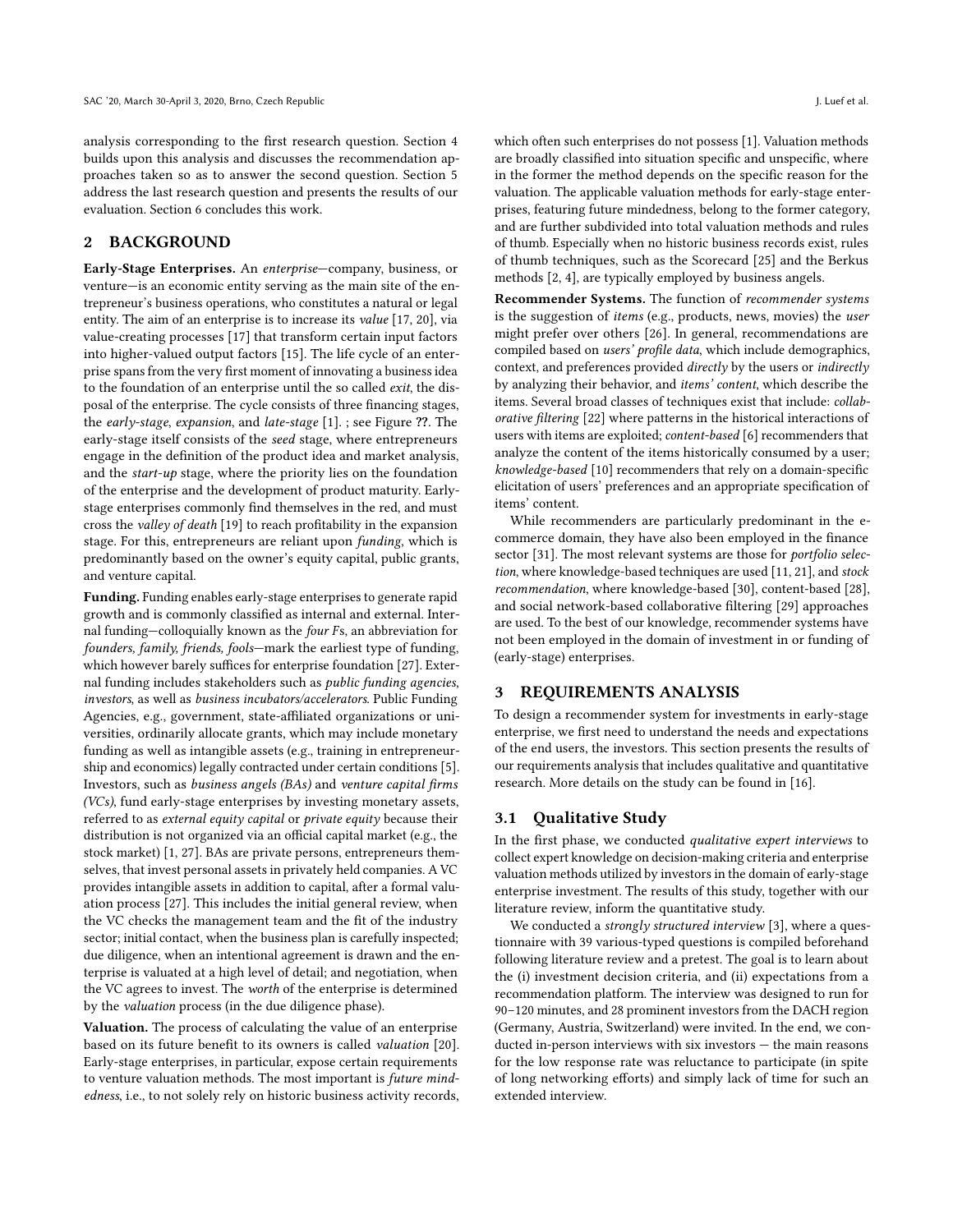analysis corresponding to the first research question. Section 4 builds upon this analysis and discusses the recommendation approaches taken so as to answer the second question. Section 5 address the last research question and presents the results of our evaluation. Section 6 concludes this work.

## 2 BACKGROUND

**Early-Stage Enterprises.** An *enterprise*—company, business, or venture—is an economic entity serving as the main site of the entrepreneur's business operations, who constitutes a natural or legal entity. The aim of an enterprise is to increase its *value* [17, 20], via value-creating processes [17] that transform certain input factors into higher-valued output factors [15]. The life cycle of an enterprise spans from the very first moment of innovating a business idea to the foundation of an enterprise until the so called *exit*, the disposal of the enterprise. The cycle consists of three financing stages, the *early-stage*, *expansion*, and *late-stage* [1]. ; see Figure ??. The early-stage itself consists of the *seed* stage, where entrepreneurs engage in the definition of the product idea and market analysis, and the *start-up* stage, where the priority lies on the foundation of the enterprise and the development of product maturity. Early-stage enterprises commonly find themselves in the red, and must cross the *valley of death* [19] to reach profitability in the expansion stage. For this, entrepreneurs are reliant upon *funding*, which is predominantly based on the owner's equity capital, public grants, and venture capital.

**Funding.** Funding enables early-stage enterprises to generate rapid growth and is commonly classified as internal and external. Internal funding—colloquially known as the *four F*s, an abbreviation for *founders, family, friends, fools*—mark the earliest type of funding, which however barely suffices for enterprise foundation [27]. External funding includes stakeholders such as *public funding agencies*, *investors*, as well as *business incubators/accelerators*. Public Funding Agencies, e.g., government, state-affiliated organizations or universities, ordinarily allocate grants, which may include monetary funding as well as intangible assets (e.g., training in entrepreneurship and economics) legally contracted under certain conditions [5]. Investors, such as *business angels (BAs)* and *venture capital firms (VCs)*, fund early-stage enterprises by investing monetary assets, referred to as *external equity capital* or *private equity* because their distribution is not organized via an official capital market (e.g., the stock market) [1, 27]. BAs are private persons, entrepreneurs themselves, that invest personal assets in privately held companies. A VC provides intangible assets in addition to capital, after a formal valuation process [27]. This includes the initial general review, when the VC checks the management team and the fit of the industry sector; initial contact, when the business plan is carefully inspected; due diligence, when an intentional agreement is drawn and the enterprise is valuated at a high level of detail; and negotiation, when the VC agrees to invest. The *worth* of the enterprise is determined by the *valuation* process (in the due diligence phase).

**Valuation.** The process of calculating the value of an enterprise based on its future benefit to its owners is called *valuation* [20]. Early-stage enterprises, in particular, expose certain requirements to venture valuation methods. The most important is *future mindedness*, i.e., to not solely rely on historic business activity records, which often such enterprises do not possess [1]. Valuation methods are broadly classified into situation specific and unspecific, where in the former the method depends on the specific reason for the valuation. The applicable valuation methods for early-stage enterprises, featuring future mindedness, belong to the former category, and are further subdivided into total valuation methods and rules of thumb. Especially when no historic business records exist, rules of thumb techniques, such as the Scorecard [25] and the Berkus methods [2, 4], are typically employed by business angels.

**Recommender Systems.** The function of *recommender systems* is the suggestion of *items* (e.g., products, news, movies) the *user* might prefer over others [26]. In general, recommendations are compiled based on *users' profile data*, which include demographics, context, and preferences provided *directly* by the users or *indirectly* by analyzing their behavior, and *items' content*, which describe the items. Several broad classes of techniques exist that include: *collaborative filtering* [22] where patterns in the historical interactions of users with items are exploited; *content-based* [6] recommenders that analyze the content of the items historically consumed by a user; *knowledge-based* [10] recommenders that rely on a domain-specific elicitation of users' preferences and an appropriate specification of items' content.

While recommenders are particularly predominant in the e-commerce domain, they have also been employed in the finance sector [31]. The most relevant systems are those for *portfolio selection*, where knowledge-based techniques are used [11, 21], and *stock recommendation*, where knowledge-based [30], content-based [28], and social network-based collaborative filtering [29] approaches are used. To the best of our knowledge, recommender systems have not been employed in the domain of investment in or funding of (early-stage) enterprises.

## 3 REQUIREMENTS ANALYSIS

To design a recommender system for investments in early-stage enterprise, we first need to understand the needs and expectations of the end users, the investors. This section presents the results of our requirements analysis that includes qualitative and quantitative research. More details on the study can be found in [16].

### 3.1 Qualitative Study

In the first phase, we conducted *qualitative expert interviews* to collect expert knowledge on decision-making criteria and enterprise valuation methods utilized by investors in the domain of early-stage enterprise investment. The results of this study, together with our literature review, inform the quantitative study.

We conducted a *strongly structured interview* [3], where a questionnaire with 39 various-typed questions is compiled beforehand following literature review and a pretest. The goal is to learn about the (i) investment decision criteria, and (ii) expectations from a recommendation platform. The interview was designed to run for 90–120 minutes, and 28 prominent investors from the DACH region (Germany, Austria, Switzerland) were invited. In the end, we conducted in-person interviews with six investors — the main reasons for the low response rate was reluctance to participate (in spite of long networking efforts) and simply lack of time for such an extended interview.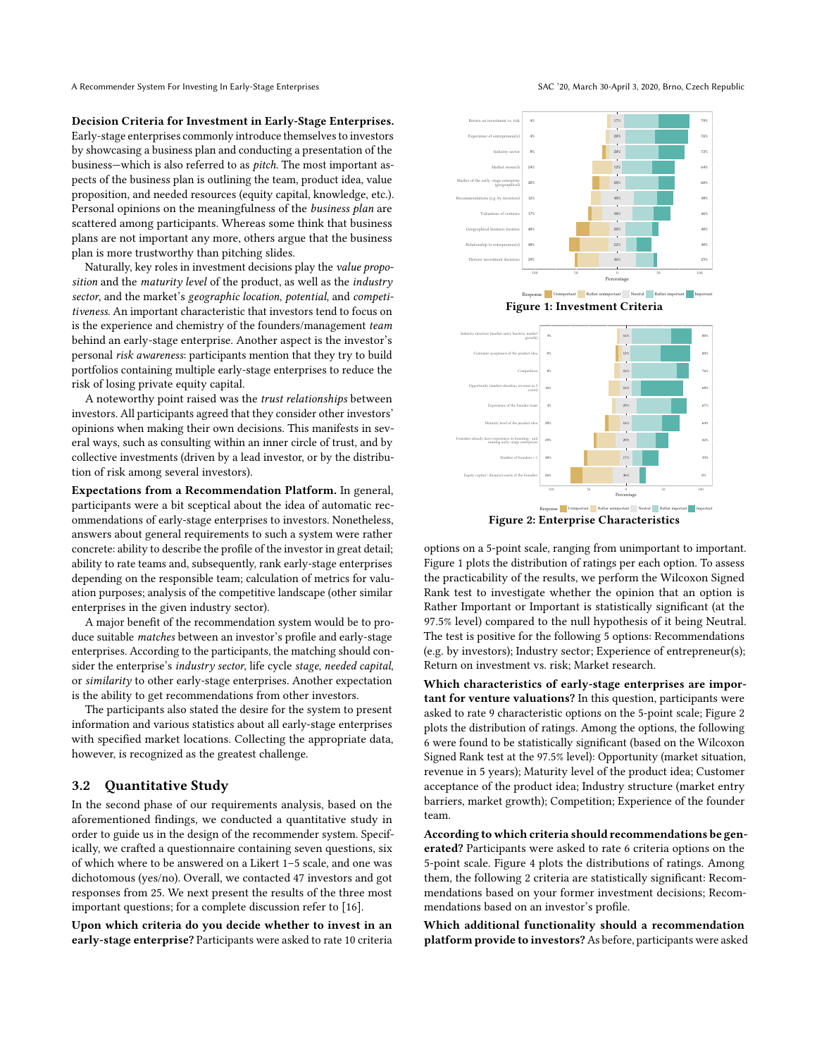**Decision Criteria for Investment in Early-Stage Enterprises.** Early-stage enterprises commonly introduce themselves to investors by showcasing a business plan and conducting a presentation of the business—which is also referred to as *pitch*. The most important aspects of the business plan is outlining the team, product idea, value proposition, and needed resources (equity capital, knowledge, etc.). Personal opinions on the meaningfulness of the *business plan* are scattered among participants. Whereas some think that business plans are not important any more, others argue that the business plan is more trustworthy than pitching slides.

Naturally, key roles in investment decisions play the *value proposition* and the *maturity level* of the product, as well as the *industry sector*, and the market's *geographic location*, *potential*, and *competitiveness*. An important characteristic that investors tend to focus on is the experience and chemistry of the founders/management *team* behind an early-stage enterprise. Another aspect is the investor's personal *risk awareness*: participants mention that they try to build portfolios containing multiple early-stage enterprises to reduce the risk of losing private equity capital.

A noteworthy point raised was the *trust relationships* between investors. All participants agreed that they consider other investors' opinions when making their own decisions. This manifests in several ways, such as consulting within an inner circle of trust, and by collective investments (driven by a lead investor, or by the distribution of risk among several investors).

**Expectations from a Recommendation Platform.** In general, participants were a bit sceptical about the idea of automatic recommendations of early-stage enterprises to investors. Nonetheless, answers about general requirements to such a system were rather concrete: ability to describe the profile of the investor in great detail; ability to rate teams and, subsequently, rank early-stage enterprises depending on the responsible team; calculation of metrics for valuation purposes; analysis of the competitive landscape (other similar enterprises in the given industry sector).

A major benefit of the recommendation system would be to produce suitable *matches* between an investor's profile and early-stage enterprises. According to the participants, the matching should consider the enterprise's *industry sector*, life cycle *stage*, *needed capital*, or *similarity* to other early-stage enterprises. Another expectation is the ability to get recommendations from other investors.

The participants also stated the desire for the system to present information and various statistics about all early-stage enterprises with specified market locations. Collecting the appropriate data, however, is recognized as the greatest challenge.

## 3.2 Quantitative Study

In the second phase of our requirements analysis, based on the aforementioned findings, we conducted a quantitative study in order to guide us in the design of the recommender system. Specifically, we crafted a questionnaire containing seven questions, six of which where to be answered on a Likert 1–5 scale, and one was dichotomous (yes/no). Overall, we contacted 47 investors and got responses from 25. We next present the results of the three most important questions; for a complete discussion refer to [16].

**Upon which criteria do you decide whether to invest in an early-stage enterprise?** Participants were asked to rate 10 criteria options on a 5-point scale, ranging from unimportant to important. Figure 1 plots the distribution of ratings per each option. To assess the practicability of the results, we perform the Wilcoxon Signed Rank test to investigate whether the opinion that an option is Rather Important or Important is statistically significant (at the 97.5% level) compared to the null hypothesis of it being Neutral. The test is positive for the following 5 options: Recommendations (e.g. by investors); Industry sector; Experience of entrepreneur(s); Return on investment vs. risk; Market research.

Figure 1: Investment Criteria

Figure 2: Enterprise Characteristics

**Which characteristics of early-stage enterprises are important for venture valuations?** In this question, participants were asked to rate 9 characteristic options on the 5-point scale; Figure 2 plots the distribution of ratings. Among the options, the following 6 were found to be statistically significant (based on the Wilcoxon Signed Rank test at the 97.5% level): Opportunity (market situation, revenue in 5 years); Maturity level of the product idea; Customer acceptance of the product idea; Industry structure (market entry barriers, market growth); Competition; Experience of the founder team.

**According to which criteria should recommendations be generated?** Participants were asked to rate 6 criteria options on the 5-point scale. Figure 4 plots the distributions of ratings. Among them, the following 2 criteria are statistically significant: Recommendations based on your former investment decisions; Recommendations based on an investor's profile.

**Which additional functionality should a recommendation platform provide to investors?** As before, participants were asked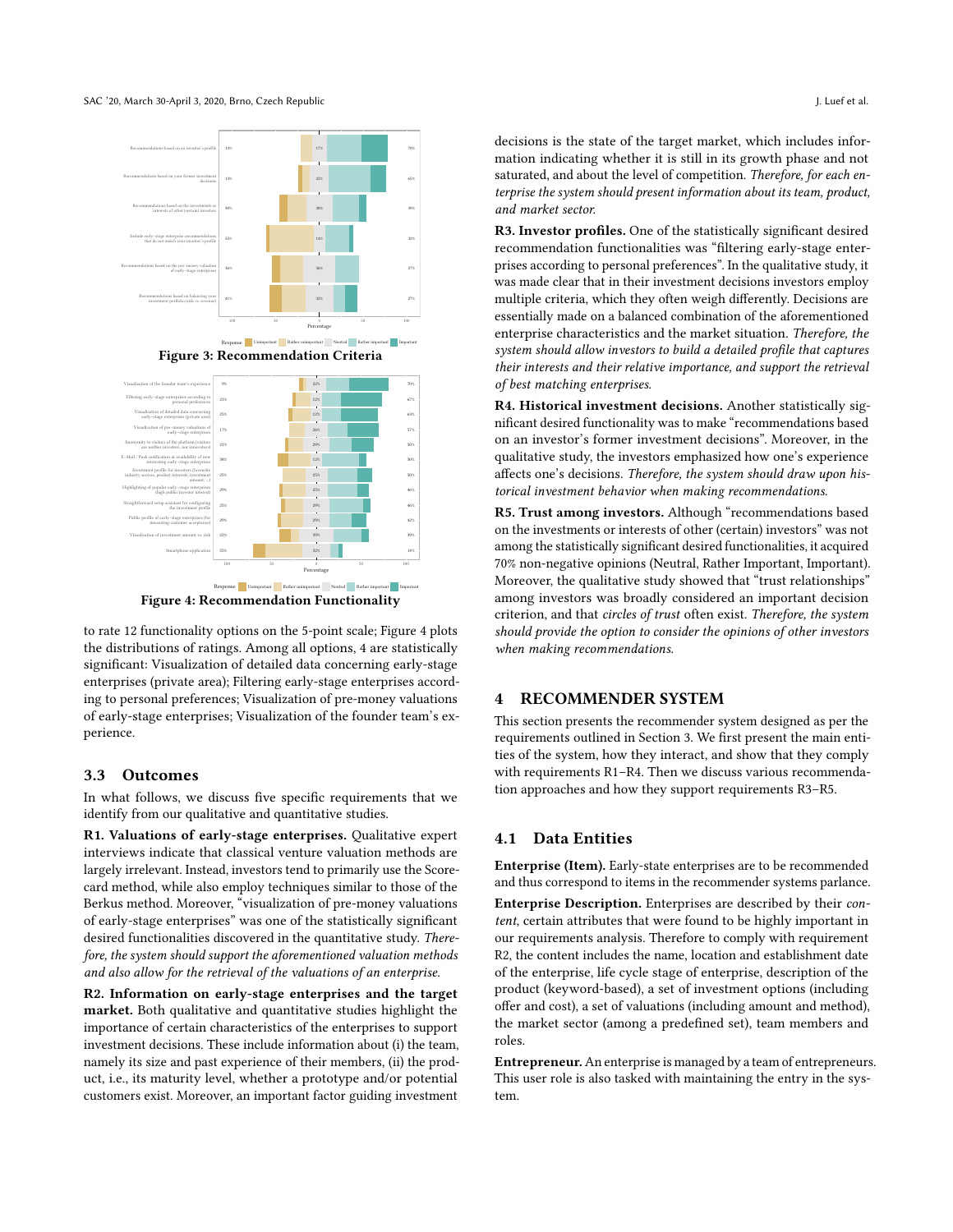Figure 3: Recommendation Criteria

Figure 4: Recommendation Functionality

to rate 12 functionality options on the 5-point scale; Figure 4 plots the distributions of ratings. Among all options, 4 are statistically significant: Visualization of detailed data concerning early-stage enterprises (private area); Filtering early-stage enterprises according to personal preferences; Visualization of pre-money valuations of early-stage enterprises; Visualization of the founder team's experience.

## 3.3 Outcomes

In what follows, we discuss five specific requirements that we identify from our qualitative and quantitative studies.

**R1. Valuations of early-stage enterprises.** Qualitative expert interviews indicate that classical venture valuation methods are largely irrelevant. Instead, investors tend to primarily use the Scorecard method, while also employ techniques similar to those of the Berkus method. Moreover, "visualization of pre-money valuations of early-stage enterprises" was one of the statistically significant desired functionalities discovered in the quantitative study. *Therefore, the system should support the aforementioned valuation methods and also allow for the retrieval of the valuations of an enterprise.*

**R2. Information on early-stage enterprises and the target market.** Both qualitative and quantitative studies highlight the importance of certain characteristics of the enterprises to support investment decisions. These include information about (i) the team, namely its size and past experience of their members, (ii) the product, i.e., its maturity level, whether a prototype and/or potential customers exist. Moreover, an important factor guiding investment decisions is the state of the target market, which includes information indicating whether it is still in its growth phase and not saturated, and about the level of competition. *Therefore, for each enterprise the system should present information about its team, product, and market sector.*

**R3. Investor profiles.** One of the statistically significant desired recommendation functionalities was "filtering early-stage enterprises according to personal preferences". In the qualitative study, it was made clear that in their investment decisions investors employ multiple criteria, which they often weigh differently. Decisions are essentially made on a balanced combination of the aforementioned enterprise characteristics and the market situation. *Therefore, the system should allow investors to build a detailed profile that captures their interests and their relative importance, and support the retrieval of best matching enterprises.*

**R4. Historical investment decisions.** Another statistically significant desired functionality was to make "recommendations based on an investor's former investment decisions". Moreover, in the qualitative study, the investors emphasized how one's experience affects one's decisions. *Therefore, the system should draw upon historical investment behavior when making recommendations.*

**R5. Trust among investors.** Although "recommendations based on the investments or interests of other (certain) investors" was not among the statistically significant desired functionalities, it acquired 70% non-negative opinions (Neutral, Rather Important, Important). Moreover, the qualitative study showed that "trust relationships" among investors was broadly considered an important decision criterion, and that *circles of trust* often exist. *Therefore, the system should provide the option to consider the opinions of other investors when making recommendations.*

# 4 RECOMMENDER SYSTEM

This section presents the recommender system designed as per the requirements outlined in Section 3. We first present the main entities of the system, how they interact, and show that they comply with requirements R1–R4. Then we discuss various recommendation approaches and how they support requirements R3–R5.

## 4.1 Data Entities

**Enterprise (Item).** Early-state enterprises are to be recommended and thus correspond to items in the recommender systems parlance.

**Enterprise Description.** Enterprises are described by their *content*, certain attributes that were found to be highly important in our requirements analysis. Therefore to comply with requirement R2, the content includes the name, location and establishment date of the enterprise, life cycle stage of enterprise, description of the product (keyword-based), a set of investment options (including offer and cost), a set of valuations (including amount and method), the market sector (among a predefined set), team members and roles.

**Entrepreneur.** An enterprise is managed by a team of entrepreneurs. This user role is also tasked with maintaining the entry in the system.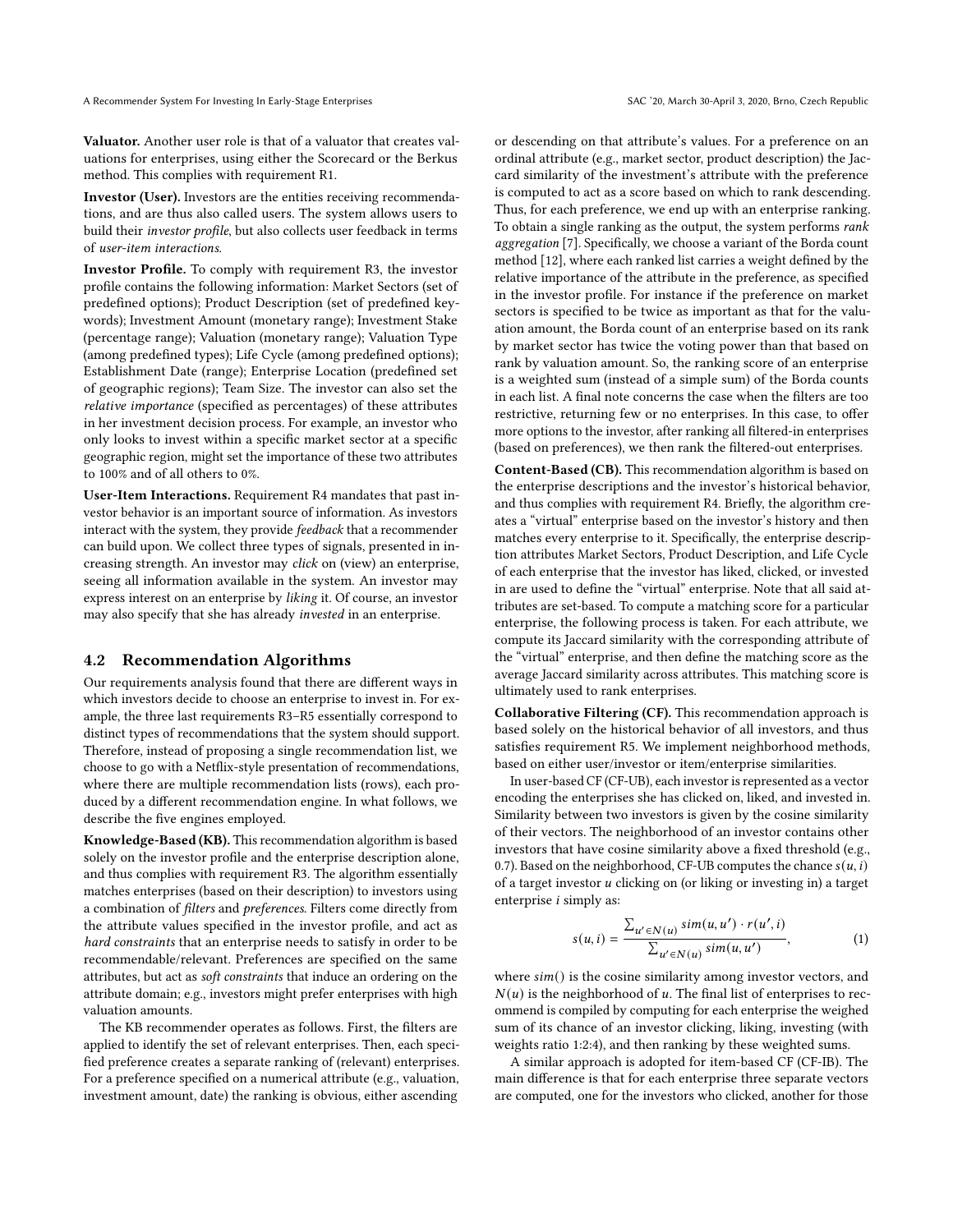**Valuator.** Another user role is that of a valuator that creates valuations for enterprises, using either the Scorecard or the Berkus method. This complies with requirement R1.

**Investor (User).** Investors are the entities receiving recommendations, and are thus also called users. The system allows users to build their *investor profile*, but also collects user feedback in terms of *user-item interactions*.

**Investor Profile.** To comply with requirement R3, the investor profile contains the following information: Market Sectors (set of predefined options); Product Description (set of predefined keywords); Investment Amount (monetary range); Investment Stake (percentage range); Valuation (monetary range); Valuation Type (among predefined types); Life Cycle (among predefined options); Establishment Date (range); Enterprise Location (predefined set of geographic regions); Team Size. The investor can also set the *relative importance* (specified as percentages) of these attributes in her investment decision process. For example, an investor who only looks to invest within a specific market sector at a specific geographic region, might set the importance of these two attributes to 100% and of all others to 0%.

**User-Item Interactions.** Requirement R4 mandates that past investor behavior is an important source of information. As investors interact with the system, they provide *feedback* that a recommender can build upon. We collect three types of signals, presented in increasing strength. An investor may *click* on (view) an enterprise, seeing all information available in the system. An investor may express interest on an enterprise by *liking* it. Of course, an investor may also specify that she has already *invested* in an enterprise.

## 4.2 Recommendation Algorithms

Our requirements analysis found that there are different ways in which investors decide to choose an enterprise to invest in. For example, the three last requirements R3–R5 essentially correspond to distinct types of recommendations that the system should support. Therefore, instead of proposing a single recommendation list, we choose to go with a Netflix-style presentation of recommendations, where there are multiple recommendation lists (rows), each produced by a different recommendation engine. In what follows, we describe the five engines employed.

**Knowledge-Based (KB).** This recommendation algorithm is based solely on the investor profile and the enterprise description alone, and thus complies with requirement R3. The algorithm essentially matches enterprises (based on their description) to investors using a combination of *filters* and *preferences*. Filters come directly from the attribute values specified in the investor profile, and act as *hard constraints* that an enterprise needs to satisfy in order to be recommendable/relevant. Preferences are specified on the same attributes, but act as *soft constraints* that induce an ordering on the attribute domain; e.g., investors might prefer enterprises with high valuation amounts.

The KB recommender operates as follows. First, the filters are applied to identify the set of relevant enterprises. Then, each specified preference creates a separate ranking of (relevant) enterprises. For a preference specified on a numerical attribute (e.g., valuation, investment amount, date) the ranking is obvious, either ascending or descending on that attribute's values. For a preference on an ordinal attribute (e.g., market sector, product description) the Jaccard similarity of the investment's attribute with the preference is computed to act as a score based on which to rank descending. Thus, for each preference, we end up with an enterprise ranking. To obtain a single ranking as the output, the system performs *rank aggregation* [7]. Specifically, we choose a variant of the Borda count method [12], where each ranked list carries a weight defined by the relative importance of the attribute in the preference, as specified in the investor profile. For instance if the preference on market sectors is specified to be twice as important as that for the valuation amount, the Borda count of an enterprise based on its rank by market sector has twice the voting power than that based on rank by valuation amount. So, the ranking score of an enterprise is a weighted sum (instead of a simple sum) of the Borda counts in each list. A final note concerns the case when the filters are too restrictive, returning few or no enterprises. In this case, to offer more options to the investor, after ranking all filtered-in enterprises (based on preferences), we then rank the filtered-out enterprises.

**Content-Based (CB).** This recommendation algorithm is based on the enterprise descriptions and the investor's historical behavior, and thus complies with requirement R4. Briefly, the algorithm creates a "virtual" enterprise based on the investor's history and then matches every enterprise to it. Specifically, the enterprise description attributes Market Sectors, Product Description, and Life Cycle of each enterprise that the investor has liked, clicked, or invested in are used to define the "virtual" enterprise. Note that all said attributes are set-based. To compute a matching score for a particular enterprise, the following process is taken. For each attribute, we compute its Jaccard similarity with the corresponding attribute of the "virtual" enterprise, and then define the matching score as the average Jaccard similarity across attributes. This matching score is ultimately used to rank enterprises.

**Collaborative Filtering (CF).** This recommendation approach is based solely on the historical behavior of all investors, and thus satisfies requirement R5. We implement neighborhood methods, based on either user/investor or item/enterprise similarities.

In user-based CF (CF-UB), each investor is represented as a vector encoding the enterprises she has clicked on, liked, and invested in. Similarity between two investors is given by the cosine similarity of their vectors. The neighborhood of an investor contains other investors that have cosine similarity above a fixed threshold (e.g., 0.7). Based on the neighborhood, CF-UB computes the chance $s(u, i)$ of a target investor $u$ clicking on (or liking or investing in) a target enterprise $i$ simply as:

$$s(u, i) = \frac{\sum_{u' \in N(u)} sim(u, u') \cdot r(u', i)}{\sum_{u' \in N(u)} sim(u, u')}, \tag{1}$$

where $sim()$ is the cosine similarity among investor vectors, and $N(u)$ is the neighborhood of $u$. The final list of enterprises to recommend is compiled by computing for each enterprise the weighed sum of its chance of an investor clicking, liking, investing (with weights ratio 1:2:4), and then ranking by these weighted sums.

A similar approach is adopted for item-based CF (CF-IB). The main difference is that for each enterprise three separate vectors are computed, one for the investors who clicked, another for those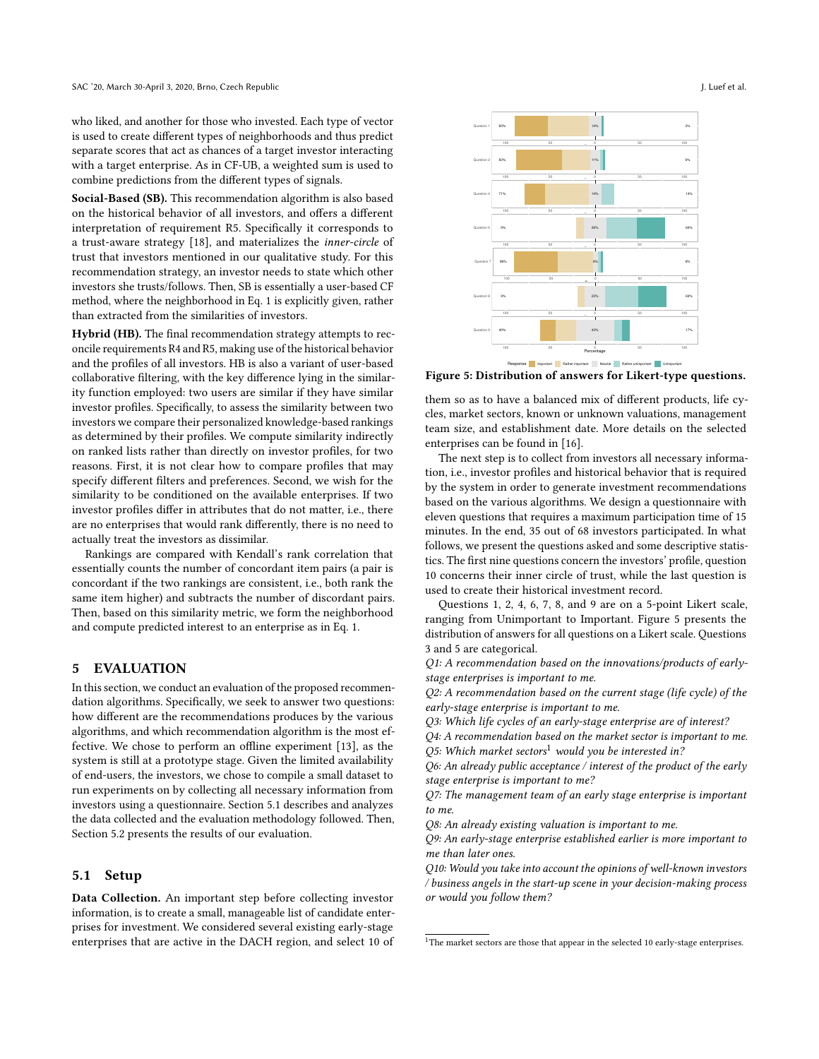who liked, and another for those who invested. Each type of vector is used to create different types of neighborhoods and thus predict separate scores that act as chances of a target investor interacting with a target enterprise. As in CF-UB, a weighted sum is used to combine predictions from the different types of signals.

**Social-Based (SB).** This recommendation algorithm is also based on the historical behavior of all investors, and offers a different interpretation of requirement R5. Specifically it corresponds to a trust-aware strategy [18], and materializes the *inner-circle* of trust that investors mentioned in our qualitative study. For this recommendation strategy, an investor needs to state which other investors she trusts/follows. Then, SB is essentially a user-based CF method, where the neighborhood in Eq. 1 is explicitly given, rather than extracted from the similarities of investors.

**Hybrid (HB).** The final recommendation strategy attempts to reconcile requirements R4 and R5, making use of the historical behavior and the profiles of all investors. HB is also a variant of user-based collaborative filtering, with the key difference lying in the similarity function employed: two users are similar if they have similar investor profiles. Specifically, to assess the similarity between two investors we compare their personalized knowledge-based rankings as determined by their profiles. We compute similarity indirectly on ranked lists rather than directly on investor profiles, for two reasons. First, it is not clear how to compare profiles that may specify different filters and preferences. Second, we wish for the similarity to be conditioned on the available enterprises. If two investor profiles differ in attributes that do not matter, i.e., there are no enterprises that would rank differently, there is no need to actually treat the investors as dissimilar.

Rankings are compared with Kendall's rank correlation that essentially counts the number of concordant item pairs (a pair is concordant if the two rankings are consistent, i.e., both rank the same item higher) and subtracts the number of discordant pairs. Then, based on this similarity metric, we form the neighborhood and compute predicted interest to an enterprise as in Eq. 1.

# 5 EVALUATION

In this section, we conduct an evaluation of the proposed recommendation algorithms. Specifically, we seek to answer two questions: how different are the recommendations produces by the various algorithms, and which recommendation algorithm is the most effective. We chose to perform an offline experiment [13], as the system is still at a prototype stage. Given the limited availability of end-users, the investors, we chose to compile a small dataset to run experiments on by collecting all necessary information from investors using a questionnaire. Section 5.1 describes and analyzes the data collected and the evaluation methodology followed. Then, Section 5.2 presents the results of our evaluation.

## 5.1 Setup

**Data Collection.** An important step before collecting investor information, is to create a small, manageable list of candidate enterprises for investment. We considered several existing early-stage enterprises that are active in the DACH region, and select 10 of them so as to have a balanced mix of different products, life cycles, market sectors, known or unknown valuations, management team size, and establishment date. More details on the selected enterprises can be found in [16].

Figure 5: Distribution of answers for Likert-type questions.

The next step is to collect from investors all necessary information, i.e., investor profiles and historical behavior that is required by the system in order to generate investment recommendations based on the various algorithms. We design a questionnaire with eleven questions that requires a maximum participation time of 15 minutes. In the end, 35 out of 68 investors participated. In what follows, we present the questions asked and some descriptive statistics. The first nine questions concern the investors' profile, question 10 concerns their inner circle of trust, while the last question is used to create their historical investment record.

Questions 1, 2, 4, 6, 7, 8, and 9 are on a 5-point Likert scale, ranging from Unimportant to Important. Figure 5 presents the distribution of answers for all questions on a Likert scale. Questions 3 and 5 are categorical.

*Q1: A recommendation based on the innovations/products of early-stage enterprises is important to me.*

*Q2: A recommendation based on the current stage (life cycle) of the early-stage enterprise is important to me.*

*Q3: Which life cycles of an early-stage enterprise are of interest?*

*Q4: A recommendation based on the market sector is important to me.*

*Q5: Which market sectors[1] would you be interested in?*

*Q6: An already public acceptance / interest of the product of the early stage enterprise is important to me?*

*Q7: The management team of an early stage enterprise is important to me.*

*Q8: An already existing valuation is important to me.*

*Q9: An early-stage enterprise established earlier is more important to me than later ones.*

*Q10: Would you take into account the opinions of well-known investors / business angels in the start-up scene in your decision-making process or would you follow them?*

[1] The market sectors are those that appear in the selected 10 early-stage enterprises.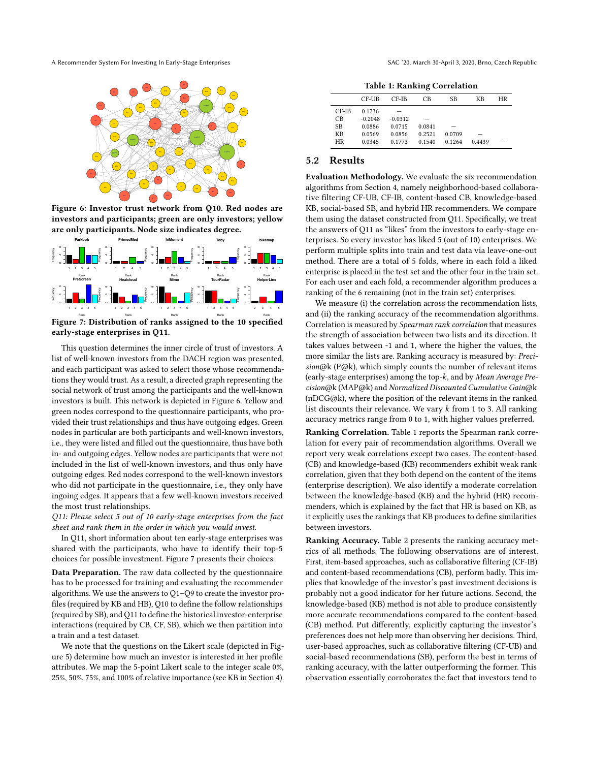Figure 6: Investor trust network from Q10. Red nodes are investors and participants; green are only investors; yellow are only participants. Node size indicates degree.

Figure 7: Distribution of ranks assigned to the 10 specified early-stage enterprises in Q11.

This question determines the inner circle of trust of investors. A list of well-known investors from the DACH region was presented, and each participant was asked to select those whose recommendations they would trust. As a result, a directed graph representing the social network of trust among the participants and the well-known investors is built. This network is depicted in Figure 6. Yellow and green nodes correspond to the questionnaire participants, who provided their trust relationships and thus have outgoing edges. Green nodes in particular are both participants and well-known investors, i.e., they were listed and filled out the questionnaire, thus have both in- and outgoing edges. Yellow nodes are participants that were not included in the list of well-known investors, and thus only have outgoing edges. Red nodes correspond to the well-known investors who did not participate in the questionnaire, i.e., they only have ingoing edges. It appears that a few well-known investors received the most trust relationships.

*Q11: Please select 5 out of 10 early-stage enterprises from the fact sheet and rank them in the order in which you would invest.*

In Q11, short information about ten early-stage enterprises was shared with the participants, who have to identify their top-5 choices for possible investment. Figure 7 presents their choices.

**Data Preparation.** The raw data collected by the questionnaire has to be processed for training and evaluating the recommender algorithms. We use the answers to Q1–Q9 to create the investor profiles (required by KB and HB), Q10 to define the follow relationships (required by SB), and Q11 to define the historical investor-enterprise interactions (required by CB, CF, SB), which we then partition into a train and a test dataset.

We note that the questions on the Likert scale (depicted in Figure 5) determine how much an investor is interested in her profile attributes. We map the 5-point Likert scale to the integer scale 0%, 25%, 50%, 75%, and 100% of relative importance (see KB in Section 4).

**Table 1: Ranking Correlation**

| | CF-UB | CF-IB | CB | SB | KB | HR |
|---|---|---|---|---|---|---|
| CF-IB | 0.1736 | – | | | | |
| CB | -0.2048 | -0.0312 | – | | | |
| SB | 0.0886 | 0.0715 | 0.0841 | – | | |
| KB | 0.0569 | 0.0856 | 0.2521 | 0.0709 | – | |
| HR | 0.0345 | 0.1773 | 0.1540 | 0.1264 | 0.4439 | – |

## 5.2 Results

**Evaluation Methodology.** We evaluate the six recommendation algorithms from Section 4, namely neighborhood-based collaborative filtering CF-UB, CF-IB, content-based CB, knowledge-based KB, social-based SB, and hybrid HR recommenders. We compare them using the dataset constructed from Q11. Specifically, we treat the answers of Q11 as "likes" from the investors to early-stage enterprises. So every investor has liked 5 (out of 10) enterprises. We perform multiple splits into train and test data via leave-one-out method. There are a total of 5 folds, where in each fold a liked enterprise is placed in the test set and the other four in the train set. For each user and each fold, a recommender algorithm produces a ranking of the 6 remaining (not in the train set) enterprises.

We measure (i) the correlation across the recommendation lists, and (ii) the ranking accuracy of the recommendation algorithms. Correlation is measured by *Spearman rank correlation* that measures the strength of association between two lists and its direction. It takes values between -1 and 1, where the higher the values, the more similar the lists are. Ranking accuracy is measured by: *Precision*@k (P@k), which simply counts the number of relevant items (early-stage enterprises) among the top-*k*, and by *Mean Average Precision*@k (MAP@k) and *Normalized Discounted Cumulative Gain*@k (nDCG@k), where the position of the relevant items in the ranked list discounts their relevance. We vary *k* from 1 to 3. All ranking accuracy metrics range from 0 to 1, with higher values preferred.

**Ranking Correlation.** Table 1 reports the Spearman rank correlation for every pair of recommendation algorithms. Overall we report very weak correlations except two cases. The content-based (CB) and knowledge-based (KB) recommenders exhibit weak rank correlation, given that they both depend on the content of the items (enterprise description). We also identify a moderate correlation between the knowledge-based (KB) and the hybrid (HR) recommenders, which is explained by the fact that HR is based on KB, as it explicitly uses the rankings that KB produces to define similarities between investors.

**Ranking Accuracy.** Table 2 presents the ranking accuracy metrics of all methods. The following observations are of interest. First, item-based approaches, such as collaborative filtering (CF-IB) and content-based recommendations (CB), perform badly. This implies that knowledge of the investor's past investment decisions is probably not a good indicator for her future actions. Second, the knowledge-based (KB) method is not able to produce consistently more accurate recommendations compared to the content-based (CB) method. Put differently, explicitly capturing the investor's preferences does not help more than observing her decisions. Third, user-based approaches, such as collaborative filtering (CF-UB) and social-based recommendations (SB), perform the best in terms of ranking accuracy, with the latter outperforming the former. This observation essentially corroborates the fact that investors tend to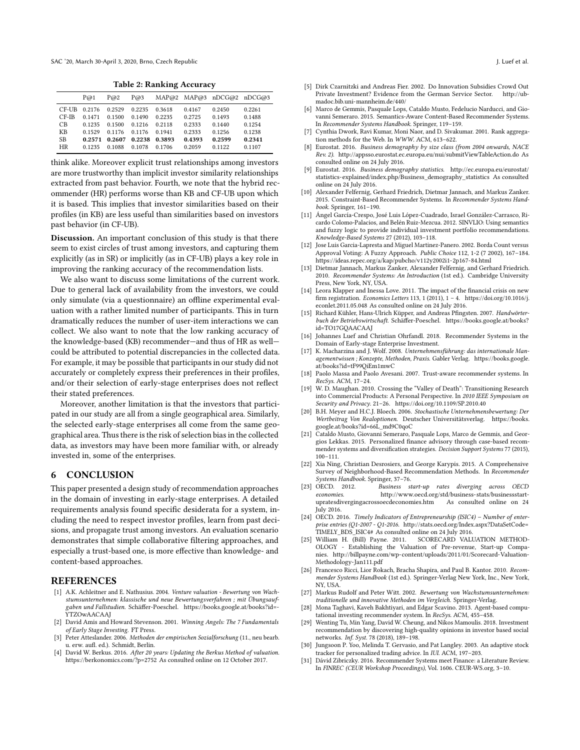**Table 2: Ranking Accuracy**

| | P@1 | P@2 | P@3 | MAP@2 | MAP@3 | nDCG@2 | nDCG@3 |
|---|---|---|---|---|---|---|---|
| CF-UB | 0.2176 | 0.2529 | 0.2235 | 0.3618 | 0.4167 | 0.2450 | 0.2261 |
| CF-IB | 0.1471 | 0.1500 | 0.1490 | 0.2235 | 0.2725 | 0.1493 | 0.1488 |
| CB | 0.1235 | 0.1500 | 0.1216 | 0.2118 | 0.2333 | 0.1440 | 0.1254 |
| KB | 0.1529 | 0.1176 | 0.1176 | 0.1941 | 0.2333 | 0.1256 | 0.1238 |
| SB | **0.2571** | **0.2607** | **0.2238** | **0.3893** | **0.4393** | **0.2599** | **0.2341** |
| HR | 0.1235 | 0.1088 | 0.1078 | 0.1706 | 0.2059 | 0.1122 | 0.1107 |

think alike. Moreover explicit trust relationships among investors are more trustworthy than implicit investor similarity relationships extracted from past behavior. Fourth, we note that the hybrid recommender (HR) performs worse than KB and CF-UB upon which it is based. This implies that investor similarities based on their profiles (in KB) are less useful than similarities based on investors past behavior (in CF-UB).

**Discussion.** An important conclusion of this study is that there seem to exist circles of trust among investors, and capturing them explicitly (as in SR) or implicitly (as in CF-UB) plays a key role in improving the ranking accuracy of the recommendation lists.

We also want to discuss some limitations of the current work. Due to general lack of availability from the investors, we could only simulate (via a questionnaire) an offline experimental evaluation with a rather limited number of participants. This in turn dramatically reduces the number of user-item interactions we can collect. We also want to note that the low ranking accuracy of the knowledge-based (KB) recommender—and thus of HR as well—could be attributed to potential discrepancies in the collected data. For example, it may be possible that participants in our study did not accurately or completely express their preferences in their profiles, and/or their selection of early-stage enterprises does not reflect their stated preferences.

Moreover, another limitation is that the investors that participated in our study are all from a single geographical area. Similarly, the selected early-stage enterprises all come from the same geographical area. Thus there is the risk of selection bias in the collected data, as investors may have been more familiar with, or already invested in, some of the enterprises.

## 6 CONCLUSION

This paper presented a design study of recommendation approaches in the domain of investing in early-stage enterprises. A detailed requirements analysis found specific desiderata for a system, including the need to respect investor profiles, learn from past decisions, and propagate trust among investors. An evaluation scenario demonstrates that simple collaborative filtering approaches, and especially a trust-based one, is more effective than knowledge- and content-based approaches.

## REFERENCES

[1] A.K. Achleitner and E. Nathusius. 2004. *Venture valuation - Bewertung von Wachstumsunternehmen: klassische und neue Bewertungsverfahren ; mit Übungsaufgaben und Fallstudien.* Schäffer-Poeschel. https://books.google.at/books?id=-YTZOwAACAAJ

[2] David Amis and Howard Stevenson. 2001. *Winning Angels: The 7 Fundamentals of Early Stage Investing.* FT Press.

[3] Peter Atteslander. 2006. *Methoden der empirischen Sozialforschung* (11., neu bearb. u. erw. aufl. ed.). Schmidt, Berlin.

[4] David W. Berkus. 2016. *After 20 years: Updating the Berkus Method of valuation.* https://berkonomics.com/?p=2752 As consulted online on 12 October 2017.

[5] Dirk Czarnitzki and Andreas Fier. 2002. Do Innovation Subsidies Crowd Out Private Investment? Evidence from the German Service Sector. http://ub-madoc.bib.uni-mannheim.de/440/

[6] Marco de Gemmis, Pasquale Lops, Cataldo Musto, Fedelucio Narducci, and Giovanni Semeraro. 2015. Semantics-Aware Content-Based Recommender Systems. In *Recommender Systems Handbook*. Springer, 119–159.

[7] Cynthia Dwork, Ravi Kumar, Moni Naor, and D. Sivakumar. 2001. Rank aggregation methods for the Web. In *WWW*. ACM, 613–622.

[8] Eurostat. 2016. *Business demography by size class (from 2004 onwards, NACE Rev. 2).* http://appsso.eurostat.ec.europa.eu/nui/submitViewTableAction.do As consulted online on 24 July 2016.

[9] Eurostat. 2016. *Business demography statistics.* http://ec.europa.eu/eurostat/statistics-explained/index.php/Business_demography_statistics As consulted online on 24 July 2016.

[10] Alexander Felfernig, Gerhard Friedrich, Dietmar Jannach, and Markus Zanker. 2015. Constraint-Based Recommender Systems. In *Recommender Systems Handbook*. Springer, 161–190.

[11] Ángel García-Crespo, José Luis López-Cuadrado, Israel González-Carrasco, Ricardo Colomo-Palacios, and Belén Ruiz-Mezcua. 2012. SINVLIO: Using semantics and fuzzy logic to provide individual investment portfolio recommendations. *Knowledge-Based Systems* 27 (2012), 103–118.

[12] Jose Luis Garcia-Lapresta and Miguel Martinez-Panero. 2002. Borda Count versus Approval Voting: A Fuzzy Approach. *Public Choice* 112, 1-2 (7 2002), 167–184. https://ideas.repec.org/a/kap/pubcho/v112y2002i1-2p167-84.html

[13] Dietmar Jannach, Markus Zanker, Alexander Felfernig, and Gerhard Friedrich. 2010. *Recommender Systems: An Introduction* (1st ed.). Cambridge University Press, New York, NY, USA.

[14] Leora Klapper and Inessa Love. 2011. The impact of the financial crisis on new firm registration. *Economics Letters* 113, 1 (2011), 1 – 4. https://doi.org/10.1016/j.econlet.2011.05.048 As consulted online on 24 July 2016.

[15] Richard Kühler, Hans-Ulrich Küpper, and Andreas Pfingsten. 2007. *Handwörterbuch der Betriebswirtschaft.* Schäffer-Poeschel. https://books.google.at/books?id=TO17GQAACAAJ

[16] Johannes Luef and Christian Ohrfandl. 2018. Recommender Systems in the Domain of Early-stage Enterprise Investment.

[17] K. Macharzina and J. Wolf. 2008. *Unternehmensführung: das internationale Managementwissen ; Konzepte, Methoden, Praxis.* Gabler Verlag. https://books.google.at/books?id=tF99QiEm1mwC

[18] Paolo Massa and Paolo Avesani. 2007. Trust-aware recommender systems. In *RecSys*. ACM, 17–24.

[19] W. D. Maughan. 2010. Crossing the "Valley of Death": Transitioning Research into Commercial Products: A Personal Perspective. In *2010 IEEE Symposium on Security and Privacy*. 21–26. https://doi.org/10.1109/SP.2010.40

[20] B.H. Meyer and H.C.J. Bloech. 2006. *Stochastische Unternehmensbewertung: Der Wertbeitrag Von Realoptionen.* Deutscher Universitätsverlag. https://books.google.at/books?id=66L_md9C0qoC

[21] Cataldo Musto, Giovanni Semeraro, Pasquale Lops, Marco de Gemmis, and Georgios Lekkas. 2015. Personalized finance advisory through case-based recommender systems and diversification strategies. *Decision Support Systems* 77 (2015), 100–111.

[22] Xia Ning, Christian Desrosiers, and George Karypis. 2015. A Comprehensive Survey of Neighborhood-Based Recommendation Methods. In *Recommender Systems Handbook*. Springer, 37–76.

[23] OECD. 2012. *Business start-up rates diverging across OECD economies.* http://www.oecd.org/std/business-stats/businessstartupratesdivergingacrossoecdeconomies.htm As consulted online on 24 July 2016.

[24] OECD. 2016. *Timely Indicators of Entrepreneurship (ISIC4) – Number of enterprise entries (Q1-2007 - Q1-2016.* http://stats.oecd.org/Index.aspx?DataSetCode=TIMELY_BDS_ISIC4# As consulted online on 24 July 2016.

[25] William H. (Bill) Payne. 2011. SCORECARD VALUATION METHODOLOGY - Establishing the Valuation of Pre-revenue, Start-up Companies. http://billpayne.com/wp-content/uploads/2011/01/Scorecard-Valuation-Methodology-Jan111.pdf

[26] Francesco Ricci, Lior Rokach, Bracha Shapira, and Paul B. Kantor. 2010. *Recommender Systems Handbook* (1st ed.). Springer-Verlag New York, Inc., New York, NY, USA.

[27] Markus Rudolf and Peter Witt. 2002. *Bewertung von Wachstumsunternehmen: traditionelle und innovative Methoden im Vergleich.* Springer-Verlag.

[28] Mona Taghavi, Kaveh Bakhtiyari, and Edgar Scavino. 2013. Agent-based computational investing recommender system. In *RecSys*. ACM, 455–458.

[29] Wenting Tu, Min Yang, David W. Cheung, and Nikos Mamoulis. 2018. Investment recommendation by discovering high-quality opinions in investor based social networks. *Inf. Syst.* 78 (2018), 189–198.

[30] Jungsoon P. Yoo, Melinda T. Gervasio, and Pat Langley. 2003. An adaptive stock tracker for personalized trading advice. In *IUI*. ACM, 197–203.

[31] Dávid Zibriczky. 2016. Recommender Systems meet Finance: a Literature Review. In *FINREC (CEUR Workshop Proceedings)*, Vol. 1606. CEUR-WS.org, 3–10.